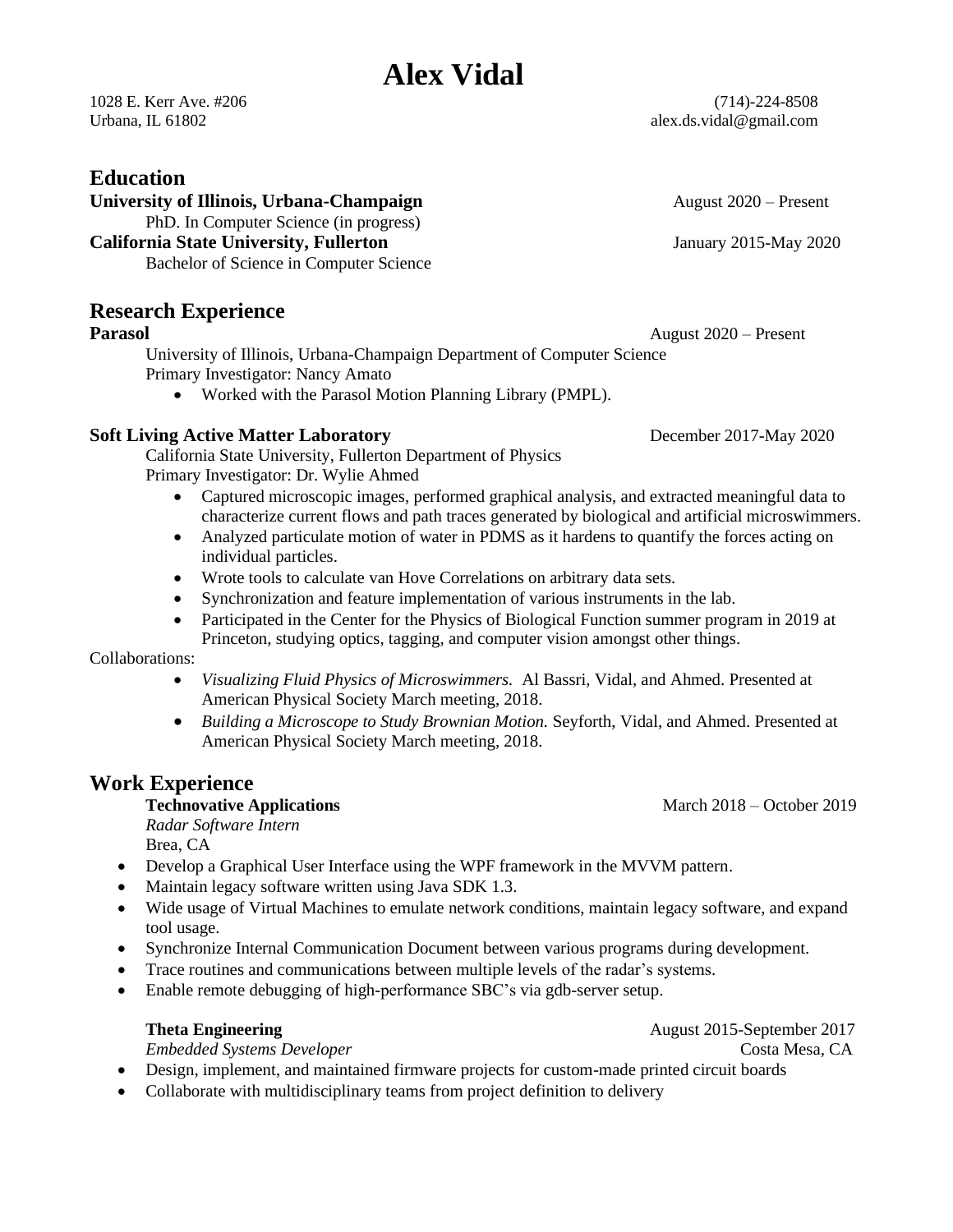# Alex Vidal

1028 E. Kerr Ave. #206
Urbana, IL 61802

(714)-224-8508
alex.ds.vidal@gmail.com

## Education

**University of Illinois, Urbana-Champaign** — August 2020 – Present
PhD. In Computer Science (in progress)

**California State University, Fullerton** — January 2015-May 2020
Bachelor of Science in Computer Science

## Research Experience

**Parasol** — August 2020 – Present
University of Illinois, Urbana-Champaign Department of Computer Science
Primary Investigator: Nancy Amato

- Worked with the Parasol Motion Planning Library (PMPL).

**Soft Living Active Matter Laboratory** — December 2017-May 2020
California State University, Fullerton Department of Physics
Primary Investigator: Dr. Wylie Ahmed

- Captured microscopic images, performed graphical analysis, and extracted meaningful data to characterize current flows and path traces generated by biological and artificial microswimmers.
- Analyzed particulate motion of water in PDMS as it hardens to quantify the forces acting on individual particles.
- Wrote tools to calculate van Hove Correlations on arbitrary data sets.
- Synchronization and feature implementation of various instruments in the lab.
- Participated in the Center for the Physics of Biological Function summer program in 2019 at Princeton, studying optics, tagging, and computer vision amongst other things.

Collaborations:

- *Visualizing Fluid Physics of Microswimmers.* Al Bassri, Vidal, and Ahmed. Presented at American Physical Society March meeting, 2018.
- *Building a Microscope to Study Brownian Motion.* Seyforth, Vidal, and Ahmed. Presented at American Physical Society March meeting, 2018.

## Work Experience

**Technovative Applications** — March 2018 – October 2019
*Radar Software Intern*
Brea, CA

- Develop a Graphical User Interface using the WPF framework in the MVVM pattern.
- Maintain legacy software written using Java SDK 1.3.
- Wide usage of Virtual Machines to emulate network conditions, maintain legacy software, and expand tool usage.
- Synchronize Internal Communication Document between various programs during development.
- Trace routines and communications between multiple levels of the radar's systems.
- Enable remote debugging of high-performance SBC's via gdb-server setup.

**Theta Engineering** — August 2015-September 2017
*Embedded Systems Developer* — Costa Mesa, CA

- Design, implement, and maintained firmware projects for custom-made printed circuit boards
- Collaborate with multidisciplinary teams from project definition to delivery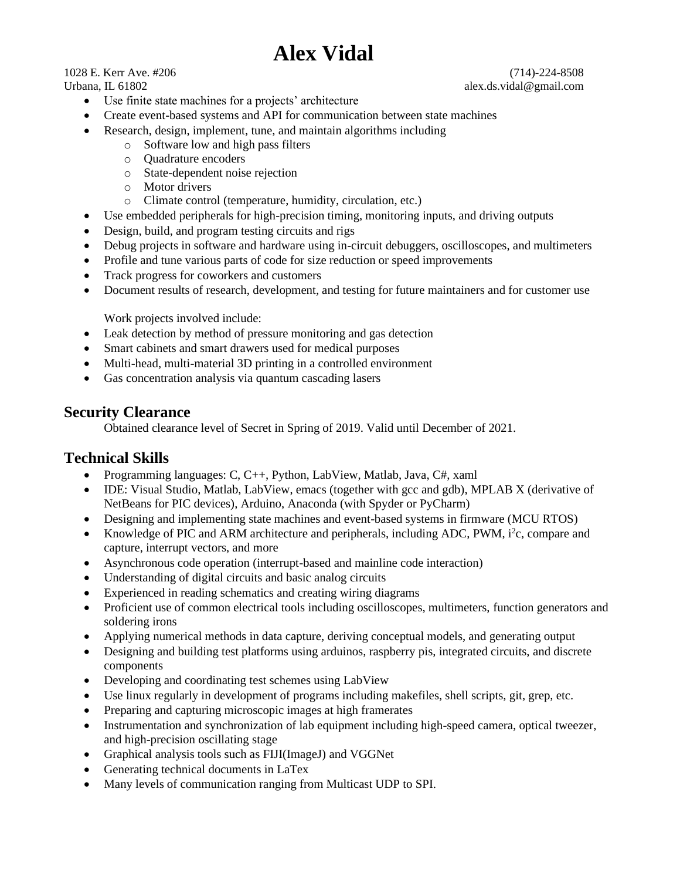# Alex Vidal

1028 E. Kerr Ave. #206 (714)-224-8508
Urbana, IL 61802 alex.ds.vidal@gmail.com

- Use finite state machines for a projects' architecture
- Create event-based systems and API for communication between state machines
- Research, design, implement, tune, and maintain algorithms including
  - Software low and high pass filters
  - Quadrature encoders
  - State-dependent noise rejection
  - Motor drivers
  - Climate control (temperature, humidity, circulation, etc.)
- Use embedded peripherals for high-precision timing, monitoring inputs, and driving outputs
- Design, build, and program testing circuits and rigs
- Debug projects in software and hardware using in-circuit debuggers, oscilloscopes, and multimeters
- Profile and tune various parts of code for size reduction or speed improvements
- Track progress for coworkers and customers
- Document results of research, development, and testing for future maintainers and for customer use

Work projects involved include:

- Leak detection by method of pressure monitoring and gas detection
- Smart cabinets and smart drawers used for medical purposes
- Multi-head, multi-material 3D printing in a controlled environment
- Gas concentration analysis via quantum cascading lasers

## Security Clearance

Obtained clearance level of Secret in Spring of 2019. Valid until December of 2021.

## Technical Skills

- Programming languages: C, C++, Python, LabView, Matlab, Java, C#, xaml
- IDE: Visual Studio, Matlab, LabView, emacs (together with gcc and gdb), MPLAB X (derivative of NetBeans for PIC devices), Arduino, Anaconda (with Spyder or PyCharm)
- Designing and implementing state machines and event-based systems in firmware (MCU RTOS)
- Knowledge of PIC and ARM architecture and peripherals, including ADC, PWM, i²c, compare and capture, interrupt vectors, and more
- Asynchronous code operation (interrupt-based and mainline code interaction)
- Understanding of digital circuits and basic analog circuits
- Experienced in reading schematics and creating wiring diagrams
- Proficient use of common electrical tools including oscilloscopes, multimeters, function generators and soldering irons
- Applying numerical methods in data capture, deriving conceptual models, and generating output
- Designing and building test platforms using arduinos, raspberry pis, integrated circuits, and discrete components
- Developing and coordinating test schemes using LabView
- Use linux regularly in development of programs including makefiles, shell scripts, git, grep, etc.
- Preparing and capturing microscopic images at high framerates
- Instrumentation and synchronization of lab equipment including high-speed camera, optical tweezer, and high-precision oscillating stage
- Graphical analysis tools such as FIJI(ImageJ) and VGGNet
- Generating technical documents in LaTex
- Many levels of communication ranging from Multicast UDP to SPI.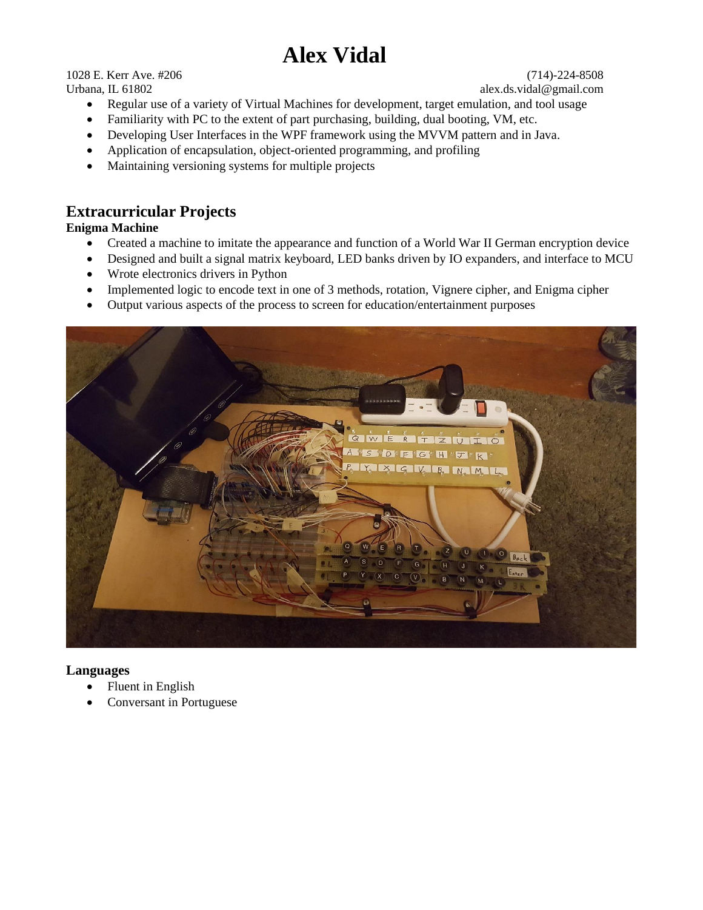# Alex Vidal

1028 E. Kerr Ave. #206 (714)-224-8508
Urbana, IL 61802 alex.ds.vidal@gmail.com

- Regular use of a variety of Virtual Machines for development, target emulation, and tool usage
- Familiarity with PC to the extent of part purchasing, building, dual booting, VM, etc.
- Developing User Interfaces in the WPF framework using the MVVM pattern and in Java.
- Application of encapsulation, object-oriented programming, and profiling
- Maintaining versioning systems for multiple projects

## Extracurricular Projects

**Enigma Machine**

- Created a machine to imitate the appearance and function of a World War II German encryption device
- Designed and built a signal matrix keyboard, LED banks driven by IO expanders, and interface to MCU
- Wrote electronics drivers in Python
- Implemented logic to encode text in one of 3 methods, rotation, Vignere cipher, and Enigma cipher
- Output various aspects of the process to screen for education/entertainment purposes

**Languages**

- Fluent in English
- Conversant in Portuguese